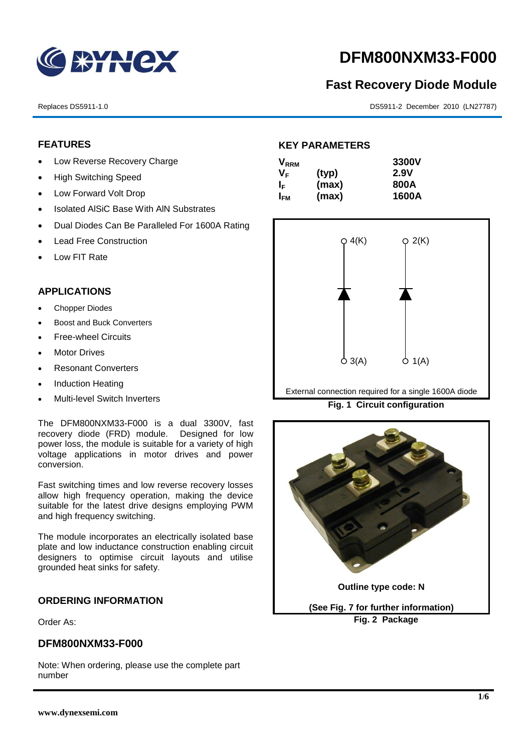# DFM800NXM33-F000

## Fast Recovery Diode Module

Replaces DS5911-1.0

DS5911-2 December 2010 (LN27787)

### FEATURES

- Low Reverse Recovery Charge
- High Switching Speed
- Low Forward Volt Drop
- Isolated AlSiC Base With AlN Substrates
- Dual Diodes Can Be Paralleled For 1600A Rating
- Lead Free Construction
- Low FIT Rate

### APPLICATIONS

- Chopper Diodes
- Boost and Buck Converters
- Free-wheel Circuits
- Motor Drives
- Resonant Converters
- Induction Heating
- Multi-level Switch Inverters

The DFM800NXM33-F000 is a dual 3300V, fast recovery diode (FRD) module. Designed for low power loss, the module is suitable for a variety of high voltage applications in motor drives and power conversion.

Fast switching times and low reverse recovery losses allow high frequency operation, making the device suitable for the latest drive designs employing PWM and high frequency switching.

The module incorporates an electrically isolated base plate and low inductance construction enabling circuit designers to optimise circuit layouts and utilise grounded heat sinks for safety.

### ORDERING INFORMATION

Order As:

### DFM800NXM33-F000

Note: When ordering, please use the complete part number

### KEY PARAMETERS

| | | |
|---|---|---|
| $V_{RRM}$ | | 3300V |
| $V_F$ | (typ) | 2.9V |
| $I_F$ | (max) | 800A |
| $I_{FM}$ | (max) | 1600A |

4(K) 2(K)

3(A) 1(A)

External connection required for a single 1600A diode

**Fig. 1 Circuit configuration**

**Outline type code: N**

**(See Fig. 7 for further information)**

**Fig. 2 Package**

www.dynexsemi.com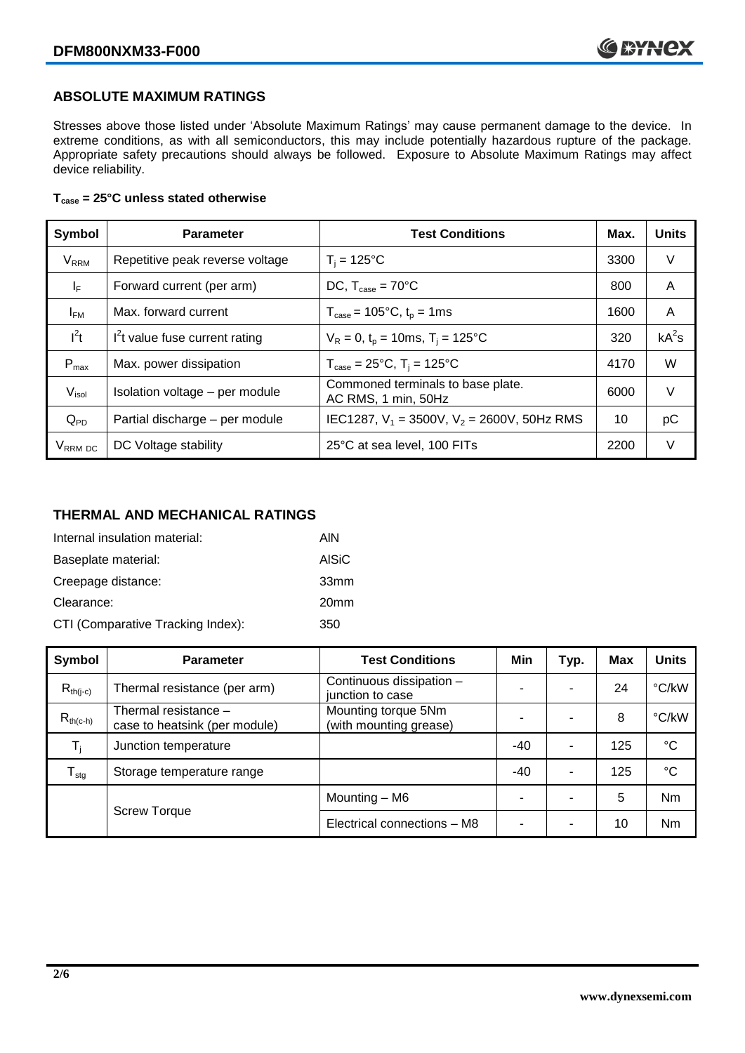## ABSOLUTE MAXIMUM RATINGS

Stresses above those listed under 'Absolute Maximum Ratings' may cause permanent damage to the device. In extreme conditions, as with all semiconductors, this may include potentially hazardous rupture of the package. Appropriate safety precautions should always be followed. Exposure to Absolute Maximum Ratings may affect device reliability.

**$T_{case}$ = 25°C unless stated otherwise**

| Symbol | Parameter | Test Conditions | Max. | Units |
|---|---|---|---|---|
| $V_{RRM}$ | Repetitive peak reverse voltage | $T_j$ = 125°C | 3300 | V |
| $I_F$ | Forward current (per arm) | DC, $T_{case}$ = 70°C | 800 | A |
| $I_{FM}$ | Max. forward current | $T_{case}$ = 105°C, $t_p$ = 1ms | 1600 | A |
| $I^2t$ | $I^2t$ value fuse current rating | $V_R$ = 0, $t_p$ = 10ms, $T_j$ = 125°C | 320 | $kA^2s$ |
| $P_{max}$ | Max. power dissipation | $T_{case}$ = 25°C, $T_j$ = 125°C | 4170 | W |
| $V_{isol}$ | Isolation voltage – per module | Commoned terminals to base plate. AC RMS, 1 min, 50Hz | 6000 | V |
| $Q_{PD}$ | Partial discharge – per module | IEC1287, $V_1$ = 3500V, $V_2$ = 2600V, 50Hz RMS | 10 | pC |
| $V_{RRM\ DC}$ | DC Voltage stability | 25°C at sea level, 100 FITs | 2200 | V |

## THERMAL AND MECHANICAL RATINGS

Internal insulation material: AlN

Baseplate material: AlSiC

Creepage distance: 33mm

Clearance: 20mm

CTI (Comparative Tracking Index): 350

| Symbol | Parameter | Test Conditions | Min | Typ. | Max | Units |
|---|---|---|---|---|---|---|
| $R_{th(j-c)}$ | Thermal resistance (per arm) | Continuous dissipation – junction to case | - | - | 24 | °C/kW |
| $R_{th(c-h)}$ | Thermal resistance – case to heatsink (per module) | Mounting torque 5Nm (with mounting grease) | - | - | 8 | °C/kW |
| $T_j$ | Junction temperature | | -40 | - | 125 | °C |
| $T_{stg}$ | Storage temperature range | | -40 | - | 125 | °C |
| | Screw Torque | Mounting – M6 | - | - | 5 | Nm |
| | | Electrical connections – M8 | - | - | 10 | Nm |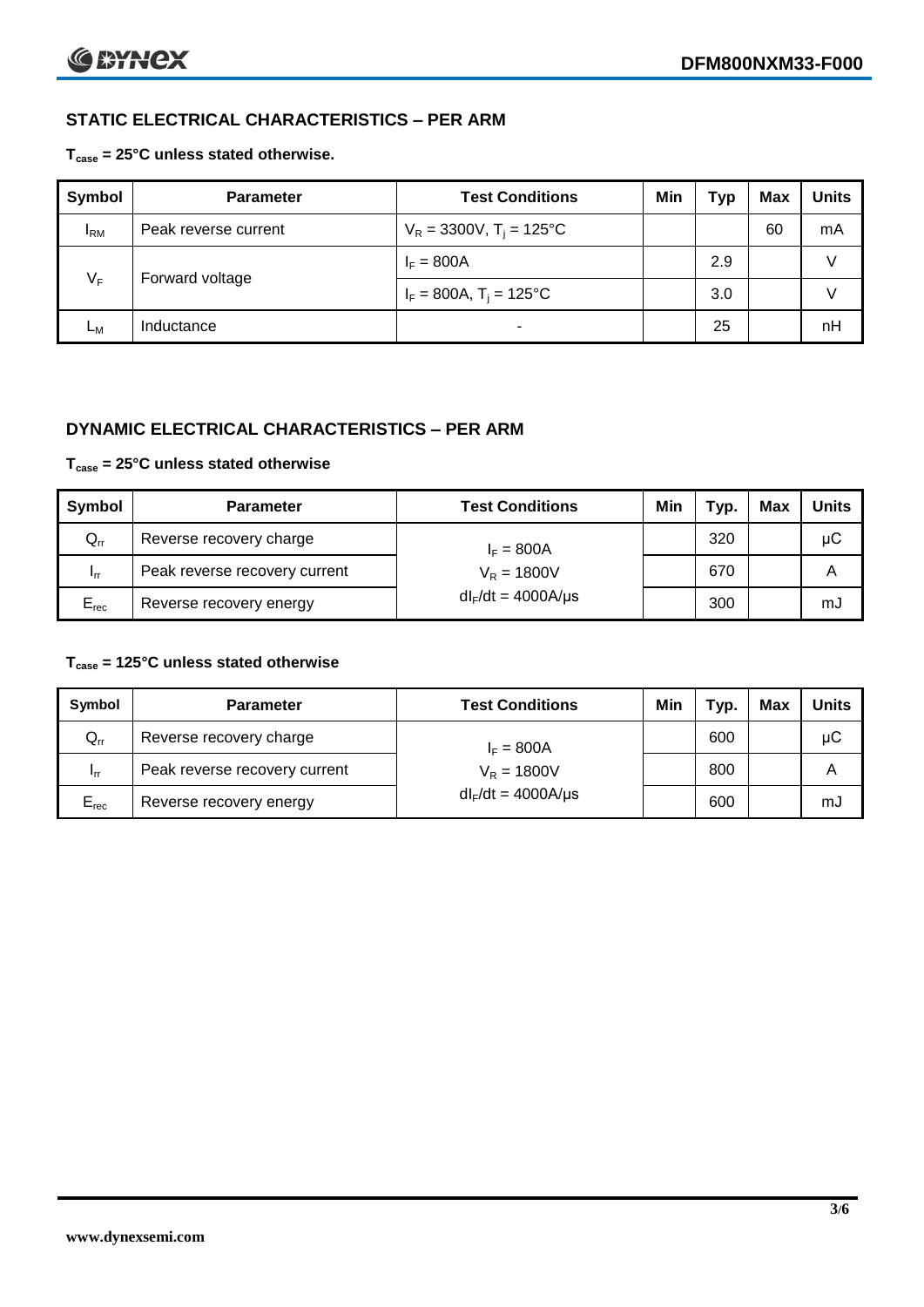## STATIC ELECTRICAL CHARACTERISTICS – PER ARM

**$T_{case}$ = 25°C unless stated otherwise.**

| Symbol | Parameter | Test Conditions | Min | Typ | Max | Units |
|---|---|---|---|---|---|---|
| $I_{RM}$ | Peak reverse current | $V_R$ = 3300V, $T_j$ = 125°C | | | 60 | mA |
| $V_F$ | Forward voltage | $I_F$ = 800A | | 2.9 | | V |
| | | $I_F$ = 800A, $T_j$ = 125°C | | 3.0 | | V |
| $L_M$ | Inductance | - | | 25 | | nH |

## DYNAMIC ELECTRICAL CHARACTERISTICS – PER ARM

**$T_{case}$ = 25°C unless stated otherwise**

| Symbol | Parameter | Test Conditions | Min | Typ. | Max | Units |
|---|---|---|---|---|---|---|
| $Q_{rr}$ | Reverse recovery charge | $I_F$ = 800A | | 320 | | μC |
| $I_{rr}$ | Peak reverse recovery current | $V_R$ = 1800V | | 670 | | A |
| $E_{rec}$ | Reverse recovery energy | $dI_F/dt$ = 4000A/μs | | 300 | | mJ |

**$T_{case}$ = 125°C unless stated otherwise**

| Symbol | Parameter | Test Conditions | Min | Typ. | Max | Units |
|---|---|---|---|---|---|---|
| $Q_{rr}$ | Reverse recovery charge | $I_F$ = 800A | | 600 | | μC |
| $I_{rr}$ | Peak reverse recovery current | $V_R$ = 1800V | | 800 | | A |
| $E_{rec}$ | Reverse recovery energy | $dI_F/dt$ = 4000A/μs | | 600 | | mJ |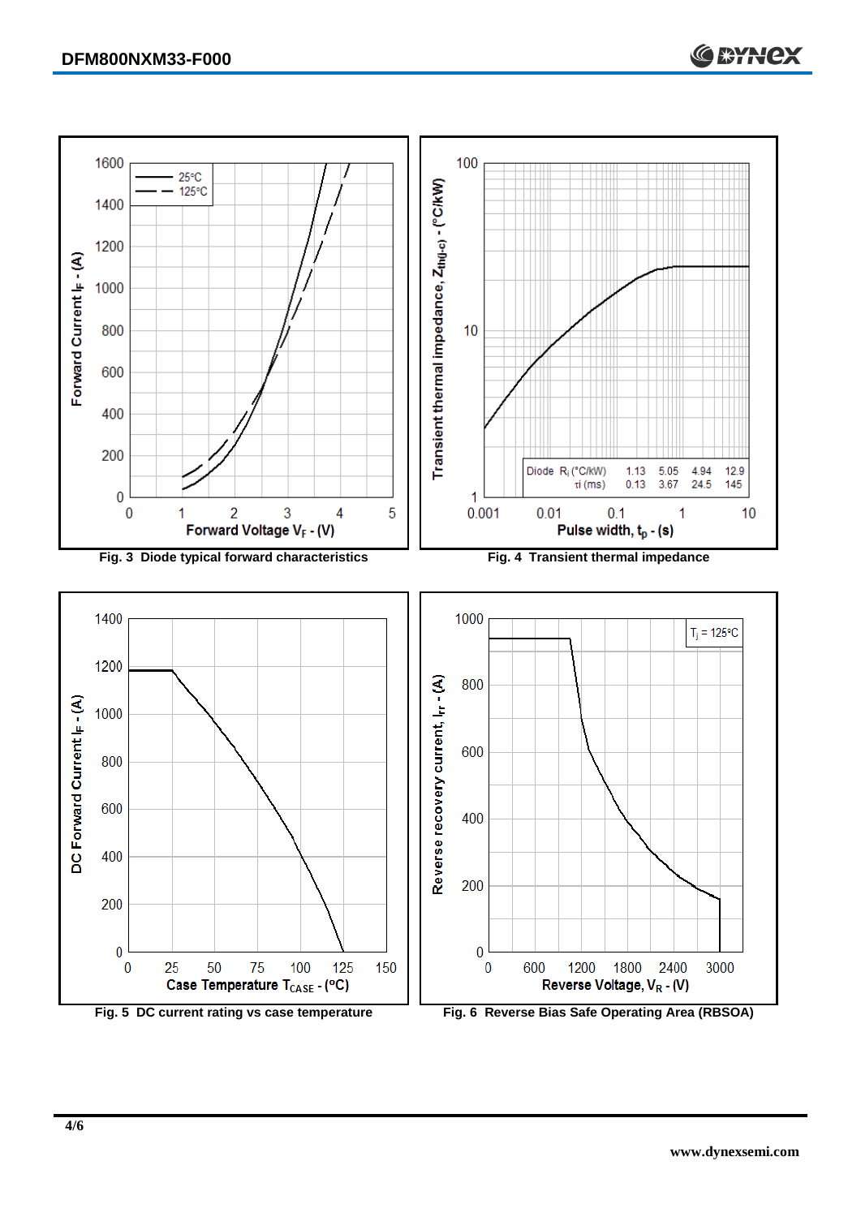Fig. 3 Diode typical forward characteristics

Fig. 4 Transient thermal impedance

| Diode | $R_i$ (°C/kW) | 1.13 | 5.05 | 4.94 | 12.9 |
|---|---|---|---|---|---|
| | $\tau_i$ (ms) | 0.13 | 3.67 | 24.5 | 145 |

Fig. 5 DC current rating vs case temperature

Fig. 6 Reverse Bias Safe Operating Area (RBSOA)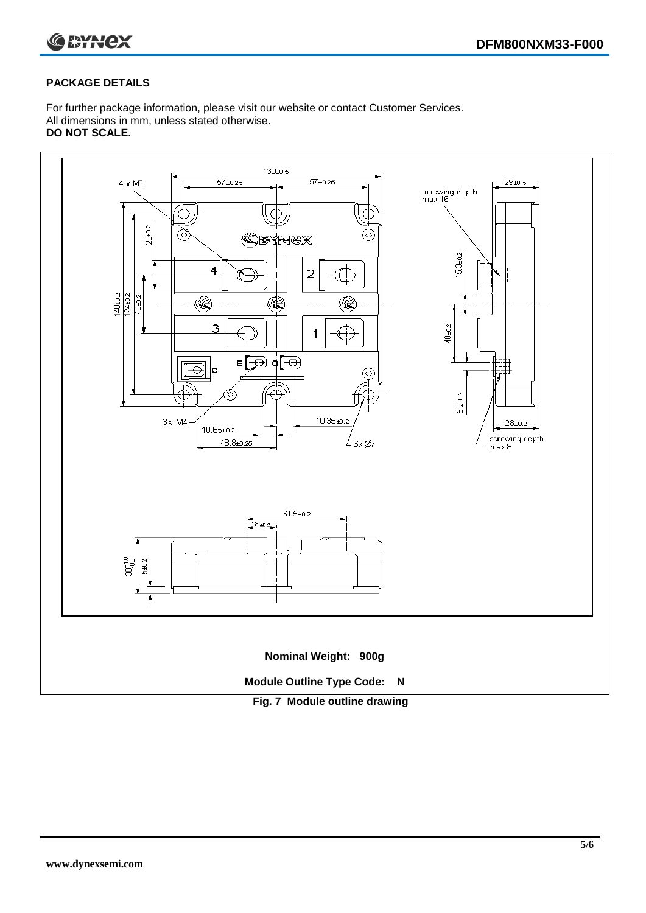## PACKAGE DETAILS

For further package information, please visit our website or contact Customer Services.
All dimensions in mm, unless stated otherwise.
**DO NOT SCALE.**

**Nominal Weight: 900g**

**Module Outline Type Code: N**

**Fig. 7 Module outline drawing**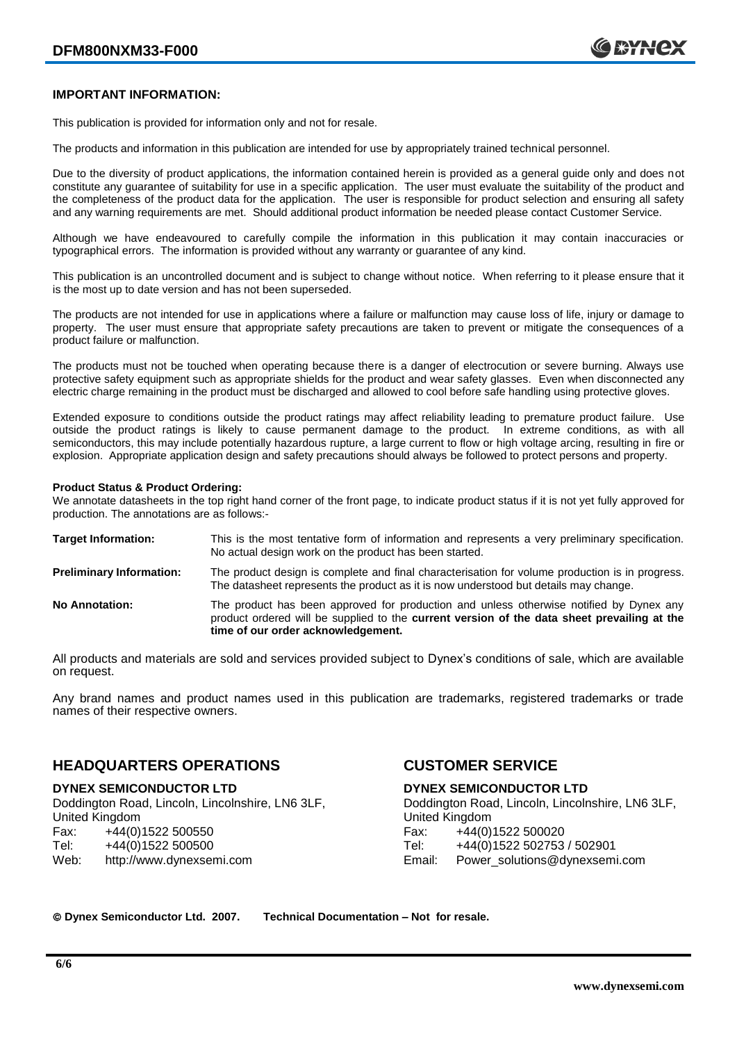**IMPORTANT INFORMATION:**

This publication is provided for information only and not for resale.

The products and information in this publication are intended for use by appropriately trained technical personnel.

Due to the diversity of product applications, the information contained herein is provided as a general guide only and does not constitute any guarantee of suitability for use in a specific application. The user must evaluate the suitability of the product and the completeness of the product data for the application. The user is responsible for product selection and ensuring all safety and any warning requirements are met. Should additional product information be needed please contact Customer Service.

Although we have endeavoured to carefully compile the information in this publication it may contain inaccuracies or typographical errors. The information is provided without any warranty or guarantee of any kind.

This publication is an uncontrolled document and is subject to change without notice. When referring to it please ensure that it is the most up to date version and has not been superseded.

The products are not intended for use in applications where a failure or malfunction may cause loss of life, injury or damage to property. The user must ensure that appropriate safety precautions are taken to prevent or mitigate the consequences of a product failure or malfunction.

The products must not be touched when operating because there is a danger of electrocution or severe burning. Always use protective safety equipment such as appropriate shields for the product and wear safety glasses. Even when disconnected any electric charge remaining in the product must be discharged and allowed to cool before safe handling using protective gloves.

Extended exposure to conditions outside the product ratings may affect reliability leading to premature product failure. Use outside the product ratings is likely to cause permanent damage to the product. In extreme conditions, as with all semiconductors, this may include potentially hazardous rupture, a large current to flow or high voltage arcing, resulting in fire or explosion. Appropriate application design and safety precautions should always be followed to protect persons and property.

**Product Status & Product Ordering:**

We annotate datasheets in the top right hand corner of the front page, to indicate product status if it is not yet fully approved for production. The annotations are as follows:-

| | |
|---|---|
| **Target Information:** | This is the most tentative form of information and represents a very preliminary specification. No actual design work on the product has been started. |
| **Preliminary Information:** | The product design is complete and final characterisation for volume production is in progress. The datasheet represents the product as it is now understood but details may change. |
| **No Annotation:** | The product has been approved for production and unless otherwise notified by Dynex any product ordered will be supplied to the **current version of the data sheet prevailing at the time of our order acknowledgement.** |

All products and materials are sold and services provided subject to Dynex's conditions of sale, which are available on request.

Any brand names and product names used in this publication are trademarks, registered trademarks or trade names of their respective owners.

## HEADQUARTERS OPERATIONS

**DYNEX SEMICONDUCTOR LTD**

Doddington Road, Lincoln, Lincolnshire, LN6 3LF,
United Kingdom
Fax: +44(0)1522 500550
Tel: +44(0)1522 500500
Web: http://www.dynexsemi.com

## CUSTOMER SERVICE

**DYNEX SEMICONDUCTOR LTD**

Doddington Road, Lincoln, Lincolnshire, LN6 3LF,
United Kingdom
Fax: +44(0)1522 500020
Tel: +44(0)1522 502753 / 502901
Email: Power_solutions@dynexsemi.com

**© Dynex Semiconductor Ltd. 2007. Technical Documentation – Not for resale.**